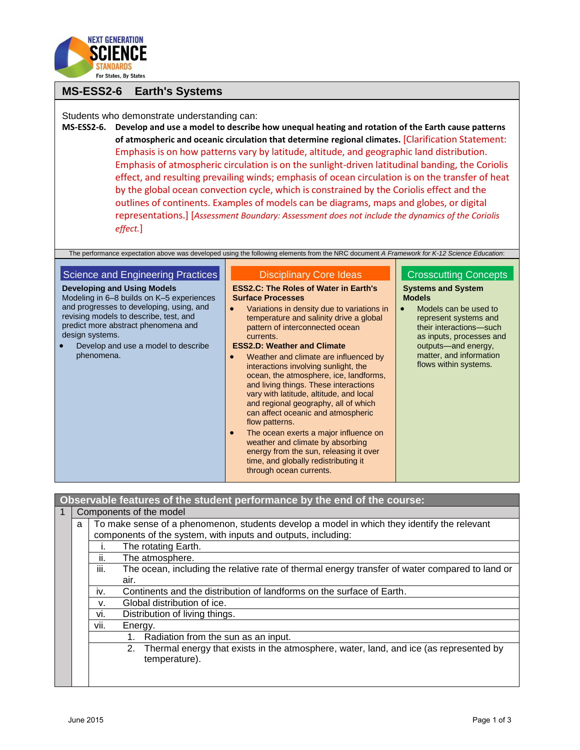# MS-ESS2-6 Earth's Systems

Students who demonstrate understanding can:

**MS-ESS2-6. Develop and use a model to describe how unequal heating and rotation of the Earth cause patterns of atmospheric and oceanic circulation that determine regional climates.** [Clarification Statement: Emphasis is on how patterns vary by latitude, altitude, and geographic land distribution. Emphasis of atmospheric circulation is on the sunlight-driven latitudinal banding, the Coriolis effect, and resulting prevailing winds; emphasis of ocean circulation is on the transfer of heat by the global ocean convection cycle, which is constrained by the Coriolis effect and the outlines of continents. Examples of models can be diagrams, maps and globes, or digital representations.] [*Assessment Boundary: Assessment does not include the dynamics of the Coriolis effect.*]

The performance expectation above was developed using the following elements from the NRC document *A Framework for K-12 Science Education*:

## Science and Engineering Practices

**Developing and Using Models**

Modeling in 6–8 builds on K–5 experiences and progresses to developing, using, and revising models to describe, test, and predict more abstract phenomena and design systems.

- Develop and use a model to describe phenomena.

## Disciplinary Core Ideas

**ESS2.C: The Roles of Water in Earth's Surface Processes**

- Variations in density due to variations in temperature and salinity drive a global pattern of interconnected ocean currents.

**ESS2.D: Weather and Climate**

- Weather and climate are influenced by interactions involving sunlight, the ocean, the atmosphere, ice, landforms, and living things. These interactions vary with latitude, altitude, and local and regional geography, all of which can affect oceanic and atmospheric flow patterns.
- The ocean exerts a major influence on weather and climate by absorbing energy from the sun, releasing it over time, and globally redistributing it through ocean currents.

## Crosscutting Concepts

**Systems and System Models**

- Models can be used to represent systems and their interactions—such as inputs, processes and outputs—and energy, matter, and information flows within systems.

## Observable features of the student performance by the end of the course:

| | | | |
|---|---|---|---|
| 1 | Components of the model | | |
| | a | To make sense of a phenomenon, students develop a model in which they identify the relevant components of the system, with inputs and outputs, including: | |
| | | i. | The rotating Earth. |
| | | ii. | The atmosphere. |
| | | iii. | The ocean, including the relative rate of thermal energy transfer of water compared to land or air. |
| | | iv. | Continents and the distribution of landforms on the surface of Earth. |
| | | v. | Global distribution of ice. |
| | | vi. | Distribution of living things. |
| | | vii. | Energy. |
| | | | 1. Radiation from the sun as an input. |
| | | | 2. Thermal energy that exists in the atmosphere, water, land, and ice (as represented by temperature). |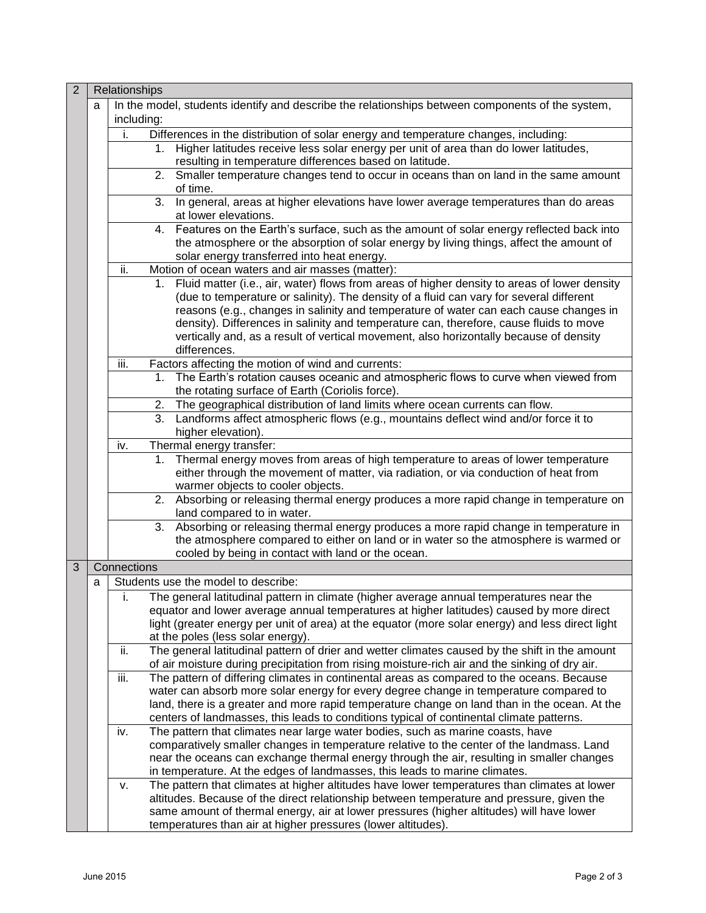| 2 | Relationships | | |
|---|---|---|---|
| | a | In the model, students identify and describe the relationships between components of the system, including: | |
| | | i. | Differences in the distribution of solar energy and temperature changes, including: |
| | | | 1. Higher latitudes receive less solar energy per unit of area than do lower latitudes, resulting in temperature differences based on latitude. |
| | | | 2. Smaller temperature changes tend to occur in oceans than on land in the same amount of time. |
| | | | 3. In general, areas at higher elevations have lower average temperatures than do areas at lower elevations. |
| | | | 4. Features on the Earth's surface, such as the amount of solar energy reflected back into the atmosphere or the absorption of solar energy by living things, affect the amount of solar energy transferred into heat energy. |
| | | ii. | Motion of ocean waters and air masses (matter): |
| | | | 1. Fluid matter (i.e., air, water) flows from areas of higher density to areas of lower density (due to temperature or salinity). The density of a fluid can vary for several different reasons (e.g., changes in salinity and temperature of water can each cause changes in density). Differences in salinity and temperature can, therefore, cause fluids to move vertically and, as a result of vertical movement, also horizontally because of density differences. |
| | | iii. | Factors affecting the motion of wind and currents: |
| | | | 1. The Earth's rotation causes oceanic and atmospheric flows to curve when viewed from the rotating surface of Earth (Coriolis force). |
| | | | 2. The geographical distribution of land limits where ocean currents can flow. |
| | | | 3. Landforms affect atmospheric flows (e.g., mountains deflect wind and/or force it to higher elevation). |
| | | iv. | Thermal energy transfer: |
| | | | 1. Thermal energy moves from areas of high temperature to areas of lower temperature either through the movement of matter, via radiation, or via conduction of heat from warmer objects to cooler objects. |
| | | | 2. Absorbing or releasing thermal energy produces a more rapid change in temperature on land compared to in water. |
| | | | 3. Absorbing or releasing thermal energy produces a more rapid change in temperature in the atmosphere compared to either on land or in water so the atmosphere is warmed or cooled by being in contact with land or the ocean. |
| 3 | Connections | | |
| | a | Students use the model to describe: | |
| | | i. | The general latitudinal pattern in climate (higher average annual temperatures near the equator and lower average annual temperatures at higher latitudes) caused by more direct light (greater energy per unit of area) at the equator (more solar energy) and less direct light at the poles (less solar energy). |
| | | ii. | The general latitudinal pattern of drier and wetter climates caused by the shift in the amount of air moisture during precipitation from rising moisture-rich air and the sinking of dry air. |
| | | iii. | The pattern of differing climates in continental areas as compared to the oceans. Because water can absorb more solar energy for every degree change in temperature compared to land, there is a greater and more rapid temperature change on land than in the ocean. At the centers of landmasses, this leads to conditions typical of continental climate patterns. |
| | | iv. | The pattern that climates near large water bodies, such as marine coasts, have comparatively smaller changes in temperature relative to the center of the landmass. Land near the oceans can exchange thermal energy through the air, resulting in smaller changes in temperature. At the edges of landmasses, this leads to marine climates. |
| | | v. | The pattern that climates at higher altitudes have lower temperatures than climates at lower altitudes. Because of the direct relationship between temperature and pressure, given the same amount of thermal energy, air at lower pressures (higher altitudes) will have lower temperatures than air at higher pressures (lower altitudes). |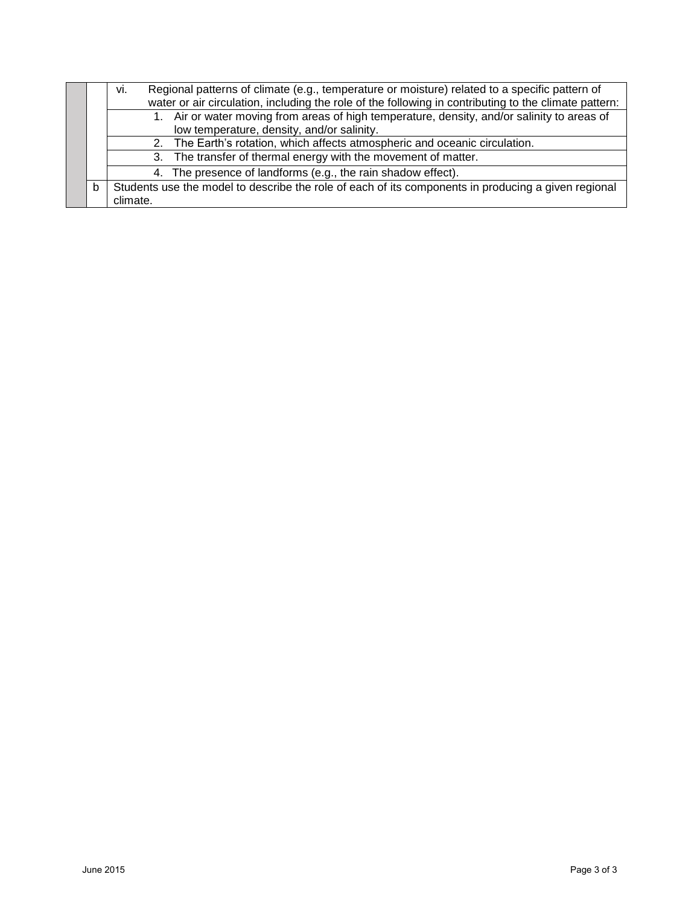| | | |
|---|---|---|
| | | vi. Regional patterns of climate (e.g., temperature or moisture) related to a specific pattern of water or air circulation, including the role of the following in contributing to the climate pattern: |
| | | 1. Air or water moving from areas of high temperature, density, and/or salinity to areas of low temperature, density, and/or salinity. |
| | | 2. The Earth's rotation, which affects atmospheric and oceanic circulation. |
| | | 3. The transfer of thermal energy with the movement of matter. |
| | | 4. The presence of landforms (e.g., the rain shadow effect). |
| | b | Students use the model to describe the role of each of its components in producing a given regional climate. |